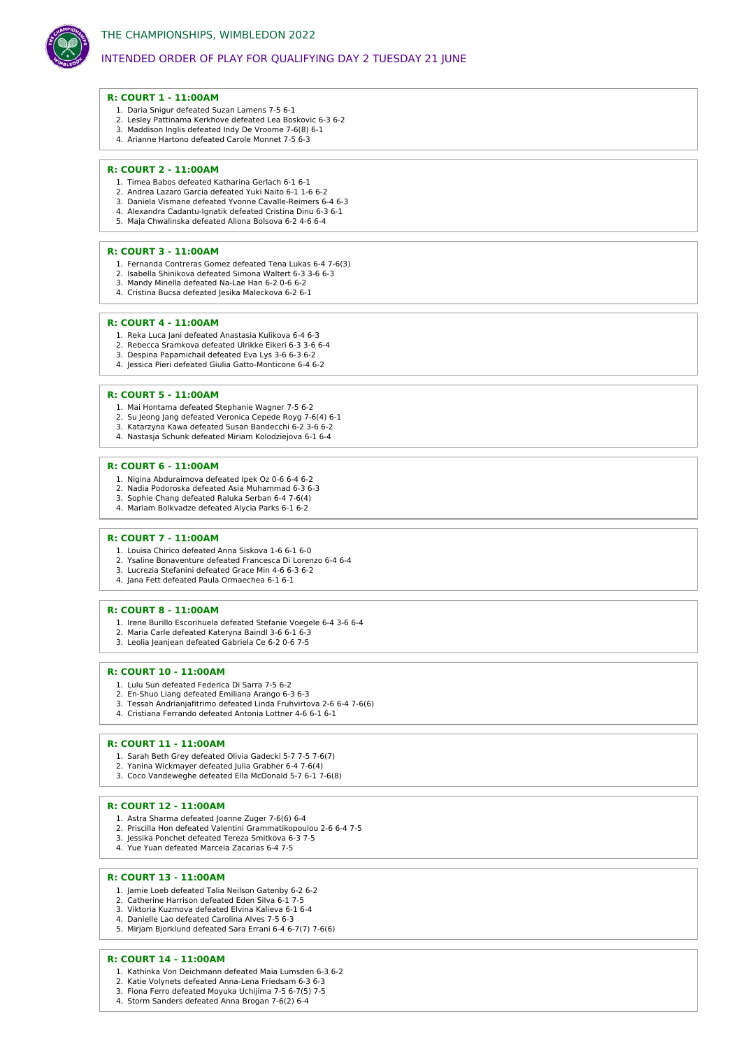# THE CHAMPIONSHIPS, WIMBLEDON 2022

## INTENDED ORDER OF PLAY FOR QUALIFYING DAY 2 TUESDAY 21 JUNE

### R: COURT 1 - 11:00AM

1. Daria Snigur defeated Suzan Lamens 7-5 6-1
2. Lesley Pattinama Kerkhove defeated Lea Boskovic 6-3 6-2
3. Maddison Inglis defeated Indy De Vroome 7-6(8) 6-1
4. Arianne Hartono defeated Carole Monnet 7-5 6-3

### R: COURT 2 - 11:00AM

1. Timea Babos defeated Katharina Gerlach 6-1 6-1
2. Andrea Lazaro Garcia defeated Yuki Naito 6-1 1-6 6-2
3. Daniela Vismane defeated Yvonne Cavalle-Reimers 6-4 6-3
4. Alexandra Cadantu-Ignatik defeated Cristina Dinu 6-3 6-1
5. Maja Chwalinska defeated Aliona Bolsova 6-2 4-6 6-4

### R: COURT 3 - 11:00AM

1. Fernanda Contreras Gomez defeated Tena Lukas 6-4 7-6(3)
2. Isabella Shinikova defeated Simona Waltert 6-3 3-6 6-3
3. Mandy Minella defeated Na-Lae Han 6-2 0-6 6-2
4. Cristina Bucsa defeated Jesika Maleckova 6-2 6-1

### R: COURT 4 - 11:00AM

1. Reka Luca Jani defeated Anastasia Kulikova 6-4 6-3
2. Rebecca Sramkova defeated Ulrikke Eikeri 6-3 3-6 6-4
3. Despina Papamichail defeated Eva Lys 3-6 6-3 6-2
4. Jessica Pieri defeated Giulia Gatto-Monticone 6-4 6-2

### R: COURT 5 - 11:00AM

1. Mai Hontama defeated Stephanie Wagner 7-5 6-2
2. Su Jeong Jang defeated Veronica Cepede Royg 7-6(4) 6-1
3. Katarzyna Kawa defeated Susan Bandecchi 6-2 3-6 6-2
4. Nastasja Schunk defeated Miriam Kolodziejova 6-1 6-4

### R: COURT 6 - 11:00AM

1. Nigina Abduraimova defeated Ipek Oz 0-6 6-4 6-2
2. Nadia Podoroska defeated Asia Muhammad 6-3 6-3
3. Sophie Chang defeated Raluka Serban 6-4 7-6(4)
4. Mariam Bolkvadze defeated Alycia Parks 6-1 6-2

### R: COURT 7 - 11:00AM

1. Louisa Chirico defeated Anna Siskova 1-6 6-1 6-0
2. Ysaline Bonaventure defeated Francesca Di Lorenzo 6-4 6-4
3. Lucrezia Stefanini defeated Grace Min 4-6 6-3 6-2
4. Jana Fett defeated Paula Ormaechea 6-1 6-1

### R: COURT 8 - 11:00AM

1. Irene Burillo Escorihuela defeated Stefanie Voegele 6-4 3-6 6-4
2. Maria Carle defeated Kateryna Baindl 3-6 6-1 6-3
3. Leolia Jeanjean defeated Gabriela Ce 6-2 0-6 7-5

### R: COURT 10 - 11:00AM

1. Lulu Sun defeated Federica Di Sarra 7-5 6-2
2. En-Shuo Liang defeated Emiliana Arango 6-3 6-3
3. Tessah Andrianjafitrimo defeated Linda Fruhvirtova 2-6 6-4 7-6(6)
4. Cristiana Ferrando defeated Antonia Lottner 4-6 6-1 6-1

### R: COURT 11 - 11:00AM

1. Sarah Beth Grey defeated Olivia Gadecki 5-7 7-5 7-6(7)
2. Yanina Wickmayer defeated Julia Grabher 6-4 7-6(4)
3. Coco Vandeweghe defeated Ella McDonald 5-7 6-1 7-6(8)

### R: COURT 12 - 11:00AM

1. Astra Sharma defeated Joanne Zuger 7-6(6) 6-4
2. Priscilla Hon defeated Valentini Grammatikopoulou 2-6 6-4 7-5
3. Jessika Ponchet defeated Tereza Smitkova 6-3 7-5
4. Yue Yuan defeated Marcela Zacarias 6-4 7-5

### R: COURT 13 - 11:00AM

1. Jamie Loeb defeated Talia Neilson Gatenby 6-2 6-2
2. Catherine Harrison defeated Eden Silva 6-1 7-5
3. Viktoria Kuzmova defeated Elvina Kalieva 6-1 6-4
4. Danielle Lao defeated Carolina Alves 7-5 6-3
5. Mirjam Bjorklund defeated Sara Errani 6-4 6-7(7) 7-6(6)

### R: COURT 14 - 11:00AM

1. Kathinka Von Deichmann defeated Maia Lumsden 6-3 6-2
2. Katie Volynets defeated Anna-Lena Friedsam 6-3 6-3
3. Fiona Ferro defeated Moyuka Uchijima 7-5 6-7(5) 7-5
4. Storm Sanders defeated Anna Brogan 7-6(2) 6-4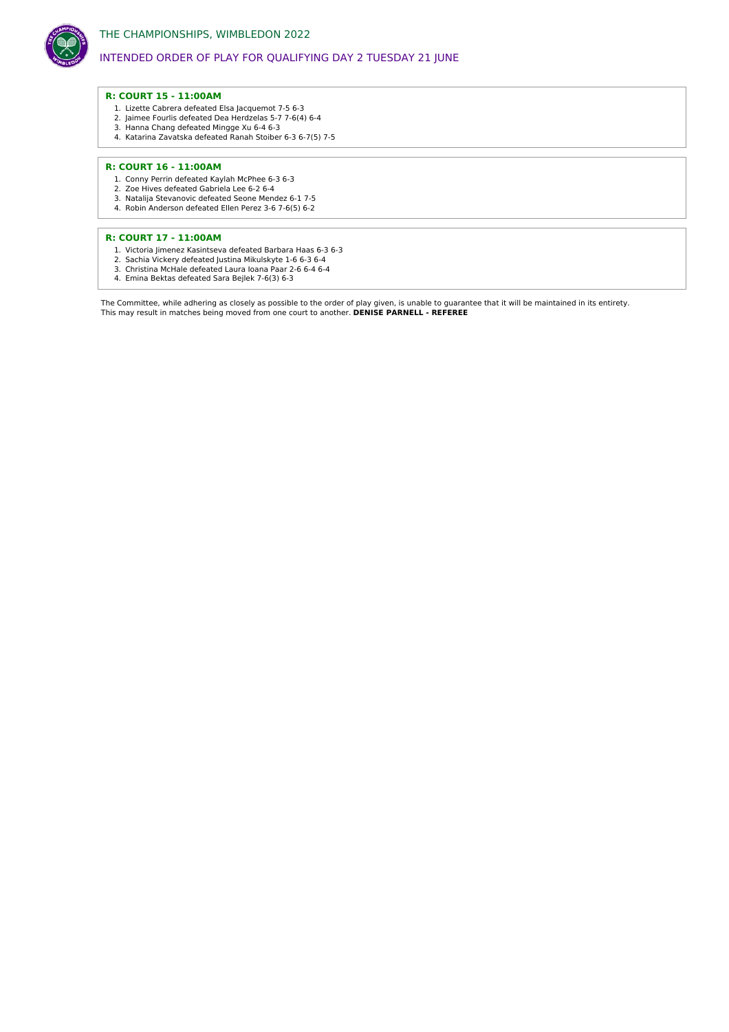# THE CHAMPIONSHIPS, WIMBLEDON 2022

## INTENDED ORDER OF PLAY FOR QUALIFYING DAY 2 TUESDAY 21 JUNE

### R: COURT 15 - 11:00AM

1. Lizette Cabrera defeated Elsa Jacquemot 7-5 6-3
2. Jaimee Fourlis defeated Dea Herdzelas 5-7 7-6(4) 6-4
3. Hanna Chang defeated Mingge Xu 6-4 6-3
4. Katarina Zavatska defeated Ranah Stoiber 6-3 6-7(5) 7-5

### R: COURT 16 - 11:00AM

1. Conny Perrin defeated Kaylah McPhee 6-3 6-3
2. Zoe Hives defeated Gabriela Lee 6-2 6-4
3. Natalija Stevanovic defeated Seone Mendez 6-1 7-5
4. Robin Anderson defeated Ellen Perez 3-6 7-6(5) 6-2

### R: COURT 17 - 11:00AM

1. Victoria Jimenez Kasintseva defeated Barbara Haas 6-3 6-3
2. Sachia Vickery defeated Justina Mikulskyte 1-6 6-3 6-4
3. Christina McHale defeated Laura Ioana Paar 2-6 6-4 6-4
4. Emina Bektas defeated Sara Bejlek 7-6(3) 6-3

The Committee, while adhering as closely as possible to the order of play given, is unable to guarantee that it will be maintained in its entirety.
This may result in matches being moved from one court to another. **DENISE PARNELL - REFEREE**